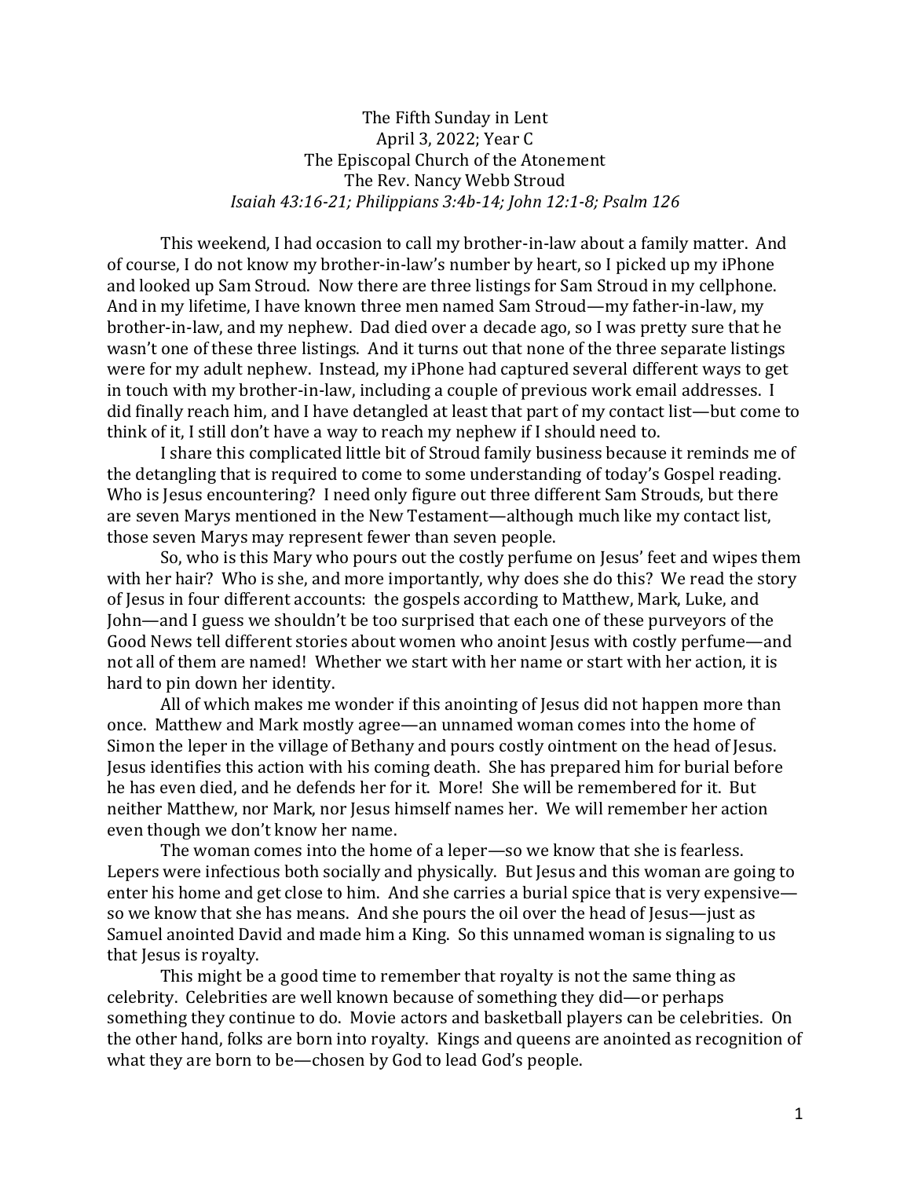The Fifth Sunday in Lent  
April 3, 2022; Year C  
The Episcopal Church of the Atonement  
The Rev. Nancy Webb Stroud  
*Isaiah 43:16-21; Philippians 3:4b-14; John 12:1-8; Psalm 126*

This weekend, I had occasion to call my brother-in-law about a family matter. And of course, I do not know my brother-in-law's number by heart, so I picked up my iPhone and looked up Sam Stroud. Now there are three listings for Sam Stroud in my cellphone. And in my lifetime, I have known three men named Sam Stroud—my father-in-law, my brother-in-law, and my nephew. Dad died over a decade ago, so I was pretty sure that he wasn't one of these three listings. And it turns out that none of the three separate listings were for my adult nephew. Instead, my iPhone had captured several different ways to get in touch with my brother-in-law, including a couple of previous work email addresses. I did finally reach him, and I have detangled at least that part of my contact list—but come to think of it, I still don't have a way to reach my nephew if I should need to.

I share this complicated little bit of Stroud family business because it reminds me of the detangling that is required to come to some understanding of today's Gospel reading. Who is Jesus encountering? I need only figure out three different Sam Strouds, but there are seven Marys mentioned in the New Testament—although much like my contact list, those seven Marys may represent fewer than seven people.

So, who is this Mary who pours out the costly perfume on Jesus' feet and wipes them with her hair? Who is she, and more importantly, why does she do this? We read the story of Jesus in four different accounts: the gospels according to Matthew, Mark, Luke, and John—and I guess we shouldn't be too surprised that each one of these purveyors of the Good News tell different stories about women who anoint Jesus with costly perfume—and not all of them are named! Whether we start with her name or start with her action, it is hard to pin down her identity.

All of which makes me wonder if this anointing of Jesus did not happen more than once. Matthew and Mark mostly agree—an unnamed woman comes into the home of Simon the leper in the village of Bethany and pours costly ointment on the head of Jesus. Jesus identifies this action with his coming death. She has prepared him for burial before he has even died, and he defends her for it. More! She will be remembered for it. But neither Matthew, nor Mark, nor Jesus himself names her. We will remember her action even though we don't know her name.

The woman comes into the home of a leper—so we know that she is fearless. Lepers were infectious both socially and physically. But Jesus and this woman are going to enter his home and get close to him. And she carries a burial spice that is very expensive—so we know that she has means. And she pours the oil over the head of Jesus—just as Samuel anointed David and made him a King. So this unnamed woman is signaling to us that Jesus is royalty.

This might be a good time to remember that royalty is not the same thing as celebrity. Celebrities are well known because of something they did—or perhaps something they continue to do. Movie actors and basketball players can be celebrities. On the other hand, folks are born into royalty. Kings and queens are anointed as recognition of what they are born to be—chosen by God to lead God's people.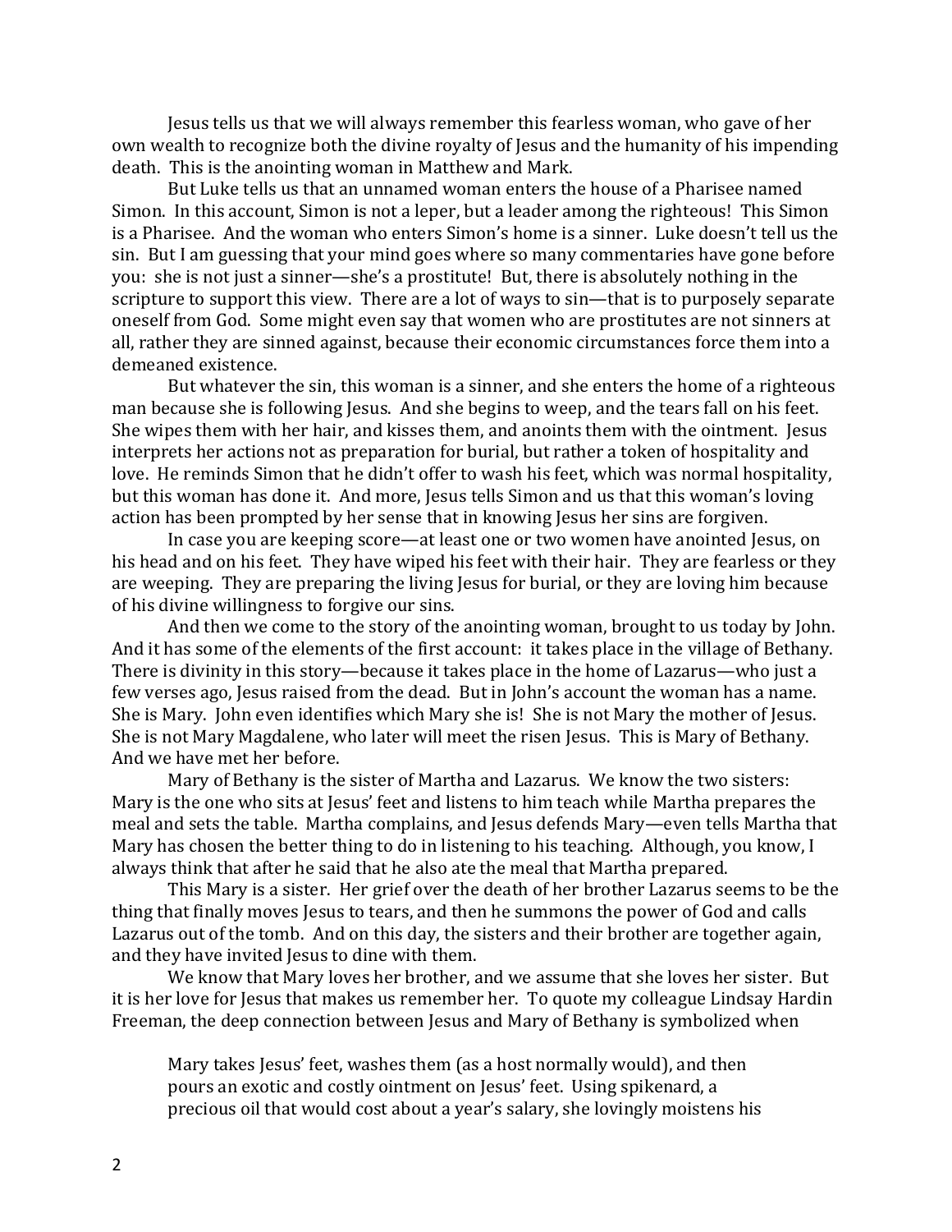Jesus tells us that we will always remember this fearless woman, who gave of her own wealth to recognize both the divine royalty of Jesus and the humanity of his impending death. This is the anointing woman in Matthew and Mark.

But Luke tells us that an unnamed woman enters the house of a Pharisee named Simon. In this account, Simon is not a leper, but a leader among the righteous! This Simon is a Pharisee. And the woman who enters Simon's home is a sinner. Luke doesn't tell us the sin. But I am guessing that your mind goes where so many commentaries have gone before you: she is not just a sinner—she's a prostitute! But, there is absolutely nothing in the scripture to support this view. There are a lot of ways to sin—that is to purposely separate oneself from God. Some might even say that women who are prostitutes are not sinners at all, rather they are sinned against, because their economic circumstances force them into a demeaned existence.

But whatever the sin, this woman is a sinner, and she enters the home of a righteous man because she is following Jesus. And she begins to weep, and the tears fall on his feet. She wipes them with her hair, and kisses them, and anoints them with the ointment. Jesus interprets her actions not as preparation for burial, but rather a token of hospitality and love. He reminds Simon that he didn't offer to wash his feet, which was normal hospitality, but this woman has done it. And more, Jesus tells Simon and us that this woman's loving action has been prompted by her sense that in knowing Jesus her sins are forgiven.

In case you are keeping score—at least one or two women have anointed Jesus, on his head and on his feet. They have wiped his feet with their hair. They are fearless or they are weeping. They are preparing the living Jesus for burial, or they are loving him because of his divine willingness to forgive our sins.

And then we come to the story of the anointing woman, brought to us today by John. And it has some of the elements of the first account: it takes place in the village of Bethany. There is divinity in this story—because it takes place in the home of Lazarus—who just a few verses ago, Jesus raised from the dead. But in John's account the woman has a name. She is Mary. John even identifies which Mary she is! She is not Mary the mother of Jesus. She is not Mary Magdalene, who later will meet the risen Jesus. This is Mary of Bethany. And we have met her before.

Mary of Bethany is the sister of Martha and Lazarus. We know the two sisters: Mary is the one who sits at Jesus' feet and listens to him teach while Martha prepares the meal and sets the table. Martha complains, and Jesus defends Mary—even tells Martha that Mary has chosen the better thing to do in listening to his teaching. Although, you know, I always think that after he said that he also ate the meal that Martha prepared.

This Mary is a sister. Her grief over the death of her brother Lazarus seems to be the thing that finally moves Jesus to tears, and then he summons the power of God and calls Lazarus out of the tomb. And on this day, the sisters and their brother are together again, and they have invited Jesus to dine with them.

We know that Mary loves her brother, and we assume that she loves her sister. But it is her love for Jesus that makes us remember her. To quote my colleague Lindsay Hardin Freeman, the deep connection between Jesus and Mary of Bethany is symbolized when

> Mary takes Jesus' feet, washes them (as a host normally would), and then pours an exotic and costly ointment on Jesus' feet. Using spikenard, a precious oil that would cost about a year's salary, she lovingly moistens his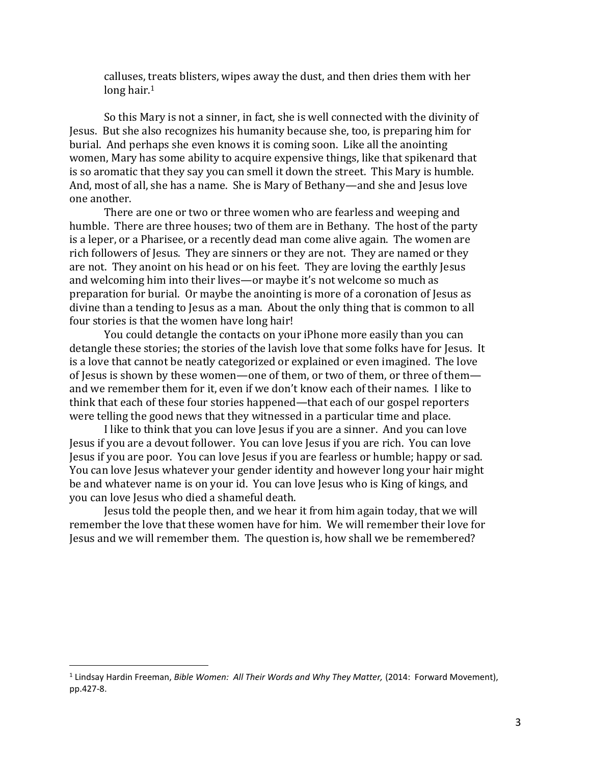calluses, treats blisters, wipes away the dust, and then dries them with her long hair.[1]

So this Mary is not a sinner, in fact, she is well connected with the divinity of Jesus. But she also recognizes his humanity because she, too, is preparing him for burial. And perhaps she even knows it is coming soon. Like all the anointing women, Mary has some ability to acquire expensive things, like that spikenard that is so aromatic that they say you can smell it down the street. This Mary is humble. And, most of all, she has a name. She is Mary of Bethany—and she and Jesus love one another.

There are one or two or three women who are fearless and weeping and humble. There are three houses; two of them are in Bethany. The host of the party is a leper, or a Pharisee, or a recently dead man come alive again. The women are rich followers of Jesus. They are sinners or they are not. They are named or they are not. They anoint on his head or on his feet. They are loving the earthly Jesus and welcoming him into their lives—or maybe it's not welcome so much as preparation for burial. Or maybe the anointing is more of a coronation of Jesus as divine than a tending to Jesus as a man. About the only thing that is common to all four stories is that the women have long hair!

You could detangle the contacts on your iPhone more easily than you can detangle these stories; the stories of the lavish love that some folks have for Jesus. It is a love that cannot be neatly categorized or explained or even imagined. The love of Jesus is shown by these women—one of them, or two of them, or three of them—and we remember them for it, even if we don't know each of their names. I like to think that each of these four stories happened—that each of our gospel reporters were telling the good news that they witnessed in a particular time and place.

I like to think that you can love Jesus if you are a sinner. And you can love Jesus if you are a devout follower. You can love Jesus if you are rich. You can love Jesus if you are poor. You can love Jesus if you are fearless or humble; happy or sad. You can love Jesus whatever your gender identity and however long your hair might be and whatever name is on your id. You can love Jesus who is King of kings, and you can love Jesus who died a shameful death.

Jesus told the people then, and we hear it from him again today, that we will remember the love that these women have for him. We will remember their love for Jesus and we will remember them. The question is, how shall we be remembered?

---

[1] Lindsay Hardin Freeman, *Bible Women: All Their Words and Why They Matter,* (2014: Forward Movement), pp.427-8.